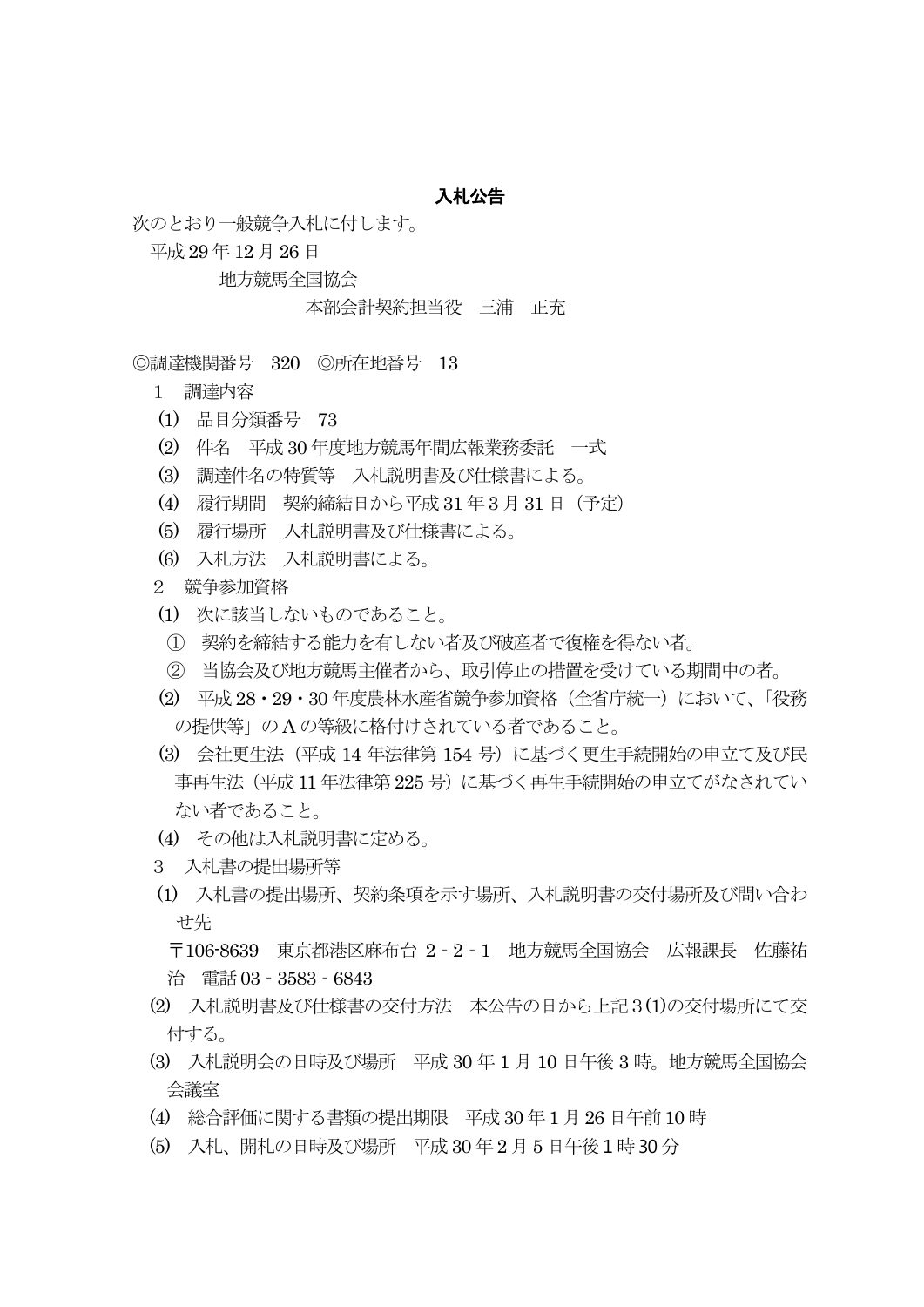# 入札公告

次のとおり一般競争入札に付します。

平成 29 年 12 月 26 日

地方競馬全国協会

本部会計契約担当役　三浦　正充

◎調達機関番号　320　◎所在地番号　13

1　調達内容

(1)　品目分類番号　73

(2)　件名　平成 30 年度地方競馬年間広報業務委託　一式

(3)　調達件名の特質等　入札説明書及び仕様書による。

(4)　履行期間　契約締結日から平成 31 年 3 月 31 日（予定）

(5)　履行場所　入札説明書及び仕様書による。

(6)　入札方法　入札説明書による。

2　競争参加資格

(1)　次に該当しないものであること。

①　契約を締結する能力を有しない者及び破産者で復権を得ない者。

②　当協会及び地方競馬主催者から、取引停止の措置を受けている期間中の者。

(2)　平成 28・29・30 年度農林水産省競争参加資格（全省庁統一）において、「役務の提供等」の A の等級に格付けされている者であること。

(3)　会社更生法（平成 14 年法律第 154 号）に基づく更生手続開始の申立て及び民事再生法（平成 11 年法律第 225 号）に基づく再生手続開始の申立てがなされていない者であること。

(4)　その他は入札説明書に定める。

3　入札書の提出場所等

(1)　入札書の提出場所、契約条項を示す場所、入札説明書の交付場所及び問い合わせ先

〒106-8639　東京都港区麻布台 2‐2‐1　地方競馬全国協会　広報課長　佐藤祐治　電話 03‐3583‐6843

(2)　入札説明書及び仕様書の交付方法　本公告の日から上記 3(1)の交付場所にて交付する。

(3)　入札説明会の日時及び場所　平成 30 年 1 月 10 日午後 3 時。地方競馬全国協会会議室

(4)　総合評価に関する書類の提出期限　平成 30 年 1 月 26 日午前 10 時

(5)　入札、開札の日時及び場所　平成 30 年 2 月 5 日午後 1 時 30 分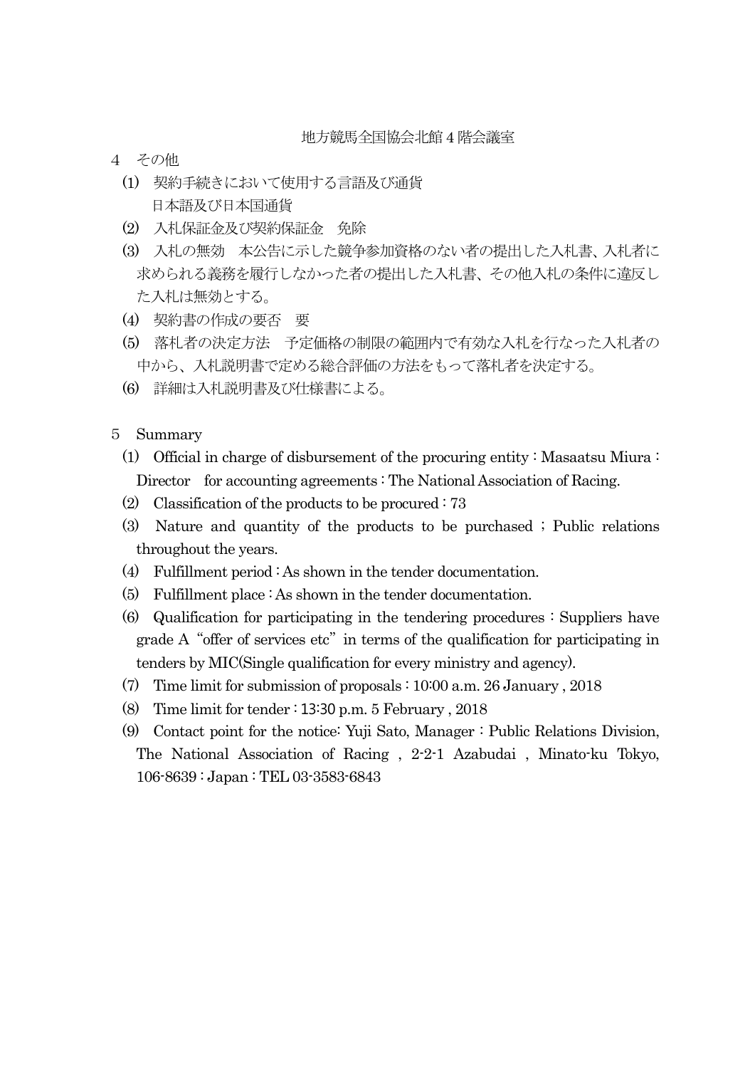地方競馬全国協会北館 4 階会議室

4　その他

(1) 契約手続きにおいて使用する言語及び通貨
　　日本語及び日本国通貨

(2) 入札保証金及び契約保証金　免除

(3) 入札の無効　本公告に示した競争参加資格のない者の提出した入札書、入札者に求められる義務を履行しなかった者の提出した入札書、その他入札の条件に違反した入札は無効とする。

(4) 契約書の作成の要否　要

(5) 落札者の決定方法　予定価格の制限の範囲内で有効な入札を行なった入札者の中から、入札説明書で定める総合評価の方法をもって落札者を決定する。

(6) 詳細は入札説明書及び仕様書による。

5　Summary

(1) Official in charge of disbursement of the procuring entity : Masaatsu Miura : Director　for accounting agreements : The National Association of Racing.

(2) Classification of the products to be procured : 73

(3) Nature and quantity of the products to be purchased ; Public relations throughout the years.

(4) Fulfillment period : As shown in the tender documentation.

(5) Fulfillment place : As shown in the tender documentation.

(6) Qualification for participating in the tendering procedures : Suppliers have grade A "offer of services etc" in terms of the qualification for participating in tenders by MIC(Single qualification for every ministry and agency).

(7) Time limit for submission of proposals : 10:00 a.m. 26 January , 2018

(8) Time limit for tender : 13:30 p.m. 5 February , 2018

(9) Contact point for the notice: Yuji Sato, Manager : Public Relations Division, The National Association of Racing , 2-2-1 Azabudai , Minato-ku Tokyo, 106-8639 : Japan : TEL 03-3583-6843